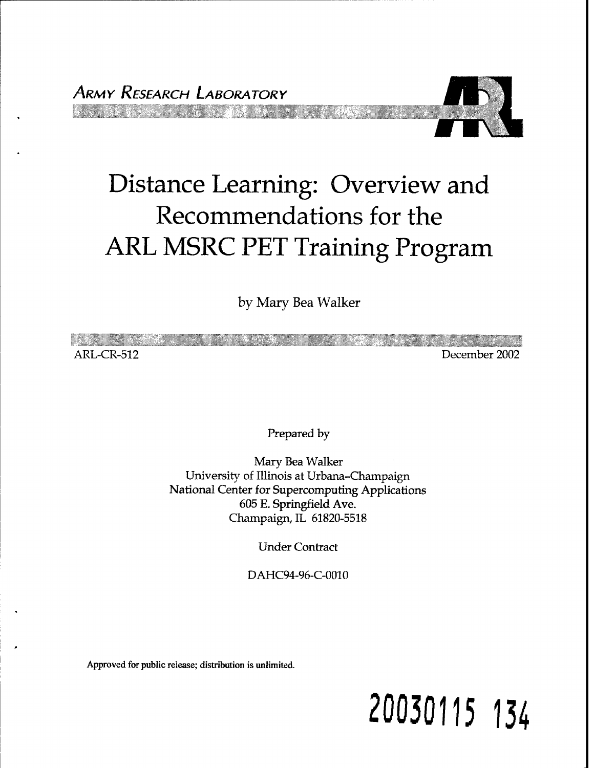*Army Research Laboratory*

# Distance Learning: Overview and Recommendations for the ARL MSRC PET Training Program

by Mary Bea Walker

ARL-CR-512 December 2002

Prepared by

Mary Bea Walker
University of Illinois at Urbana-Champaign
National Center for Supercomputing Applications
605 E. Springfield Ave.
Champaign, IL 61820-5518

Under Contract

DAHC94-96-C-0010

**Approved for public release; distribution is unlimited.**

20030115 134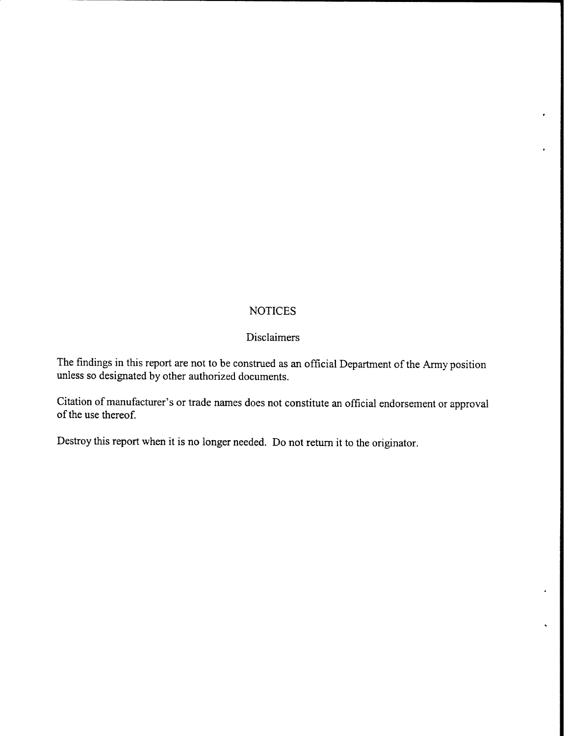# NOTICES

## Disclaimers

The findings in this report are not to be construed as an official Department of the Army position unless so designated by other authorized documents.

Citation of manufacturer's or trade names does not constitute an official endorsement or approval of the use thereof.

Destroy this report when it is no longer needed. Do not return it to the originator.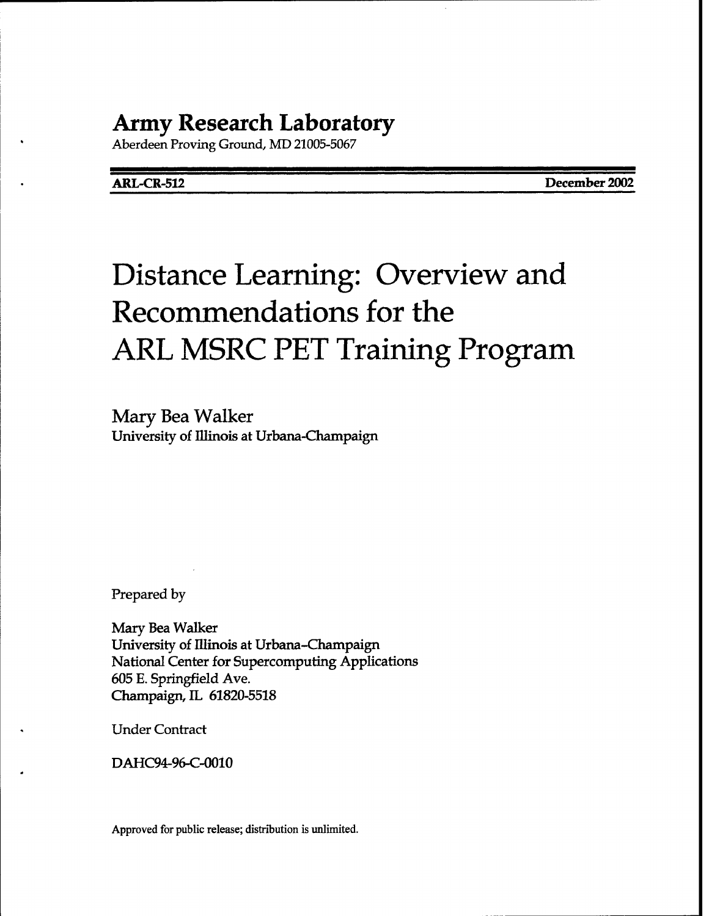# Army Research Laboratory

Aberdeen Proving Ground, MD 21005-5067

**ARL-CR-512** **December 2002**

# Distance Learning: Overview and Recommendations for the ARL MSRC PET Training Program

Mary Bea Walker
University of Illinois at Urbana-Champaign

Prepared by

Mary Bea Walker
University of Illinois at Urbana-Champaign
National Center for Supercomputing Applications
605 E. Springfield Ave.
Champaign, IL 61820-5518

Under Contract

DAHC94-96-C-0010

Approved for public release; distribution is unlimited.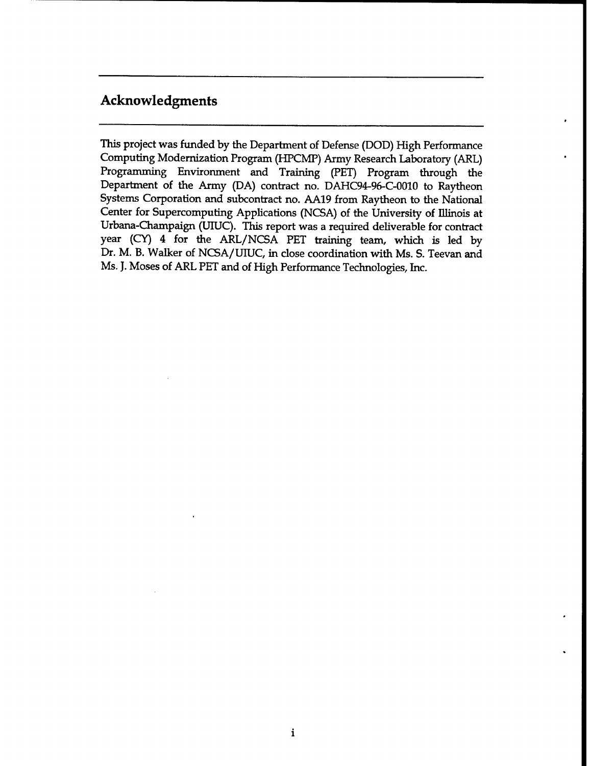## Acknowledgments

This project was funded by the Department of Defense (DOD) High Performance Computing Modernization Program (HPCMP) Army Research Laboratory (ARL) Programming Environment and Training (PET) Program through the Department of the Army (DA) contract no. DAHC94-96-C-0010 to Raytheon Systems Corporation and subcontract no. AA19 from Raytheon to the National Center for Supercomputing Applications (NCSA) of the University of Illinois at Urbana-Champaign (UIUC). This report was a required deliverable for contract year (CY) 4 for the ARL/NCSA PET training team, which is led by Dr. M. B. Walker of NCSA/UIUC, in close coordination with Ms. S. Teevan and Ms. J. Moses of ARL PET and of High Performance Technologies, Inc.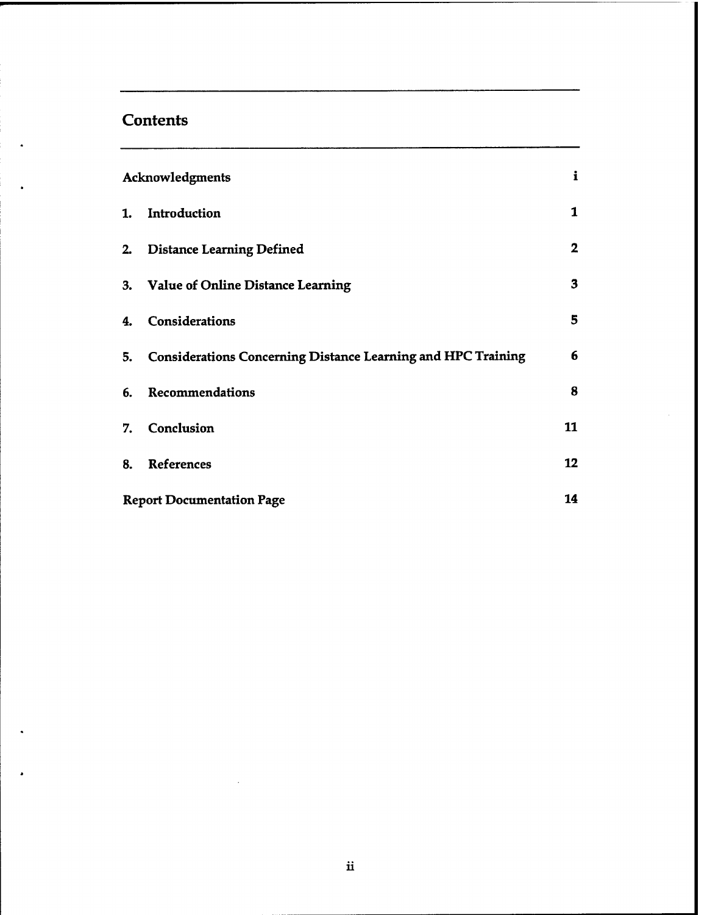## Contents

| | |
|---|---|
| Acknowledgments | i |
| 1. Introduction | 1 |
| 2. Distance Learning Defined | 2 |
| 3. Value of Online Distance Learning | 3 |
| 4. Considerations | 5 |
| 5. Considerations Concerning Distance Learning and HPC Training | 6 |
| 6. Recommendations | 8 |
| 7. Conclusion | 11 |
| 8. References | 12 |
| Report Documentation Page | 14 |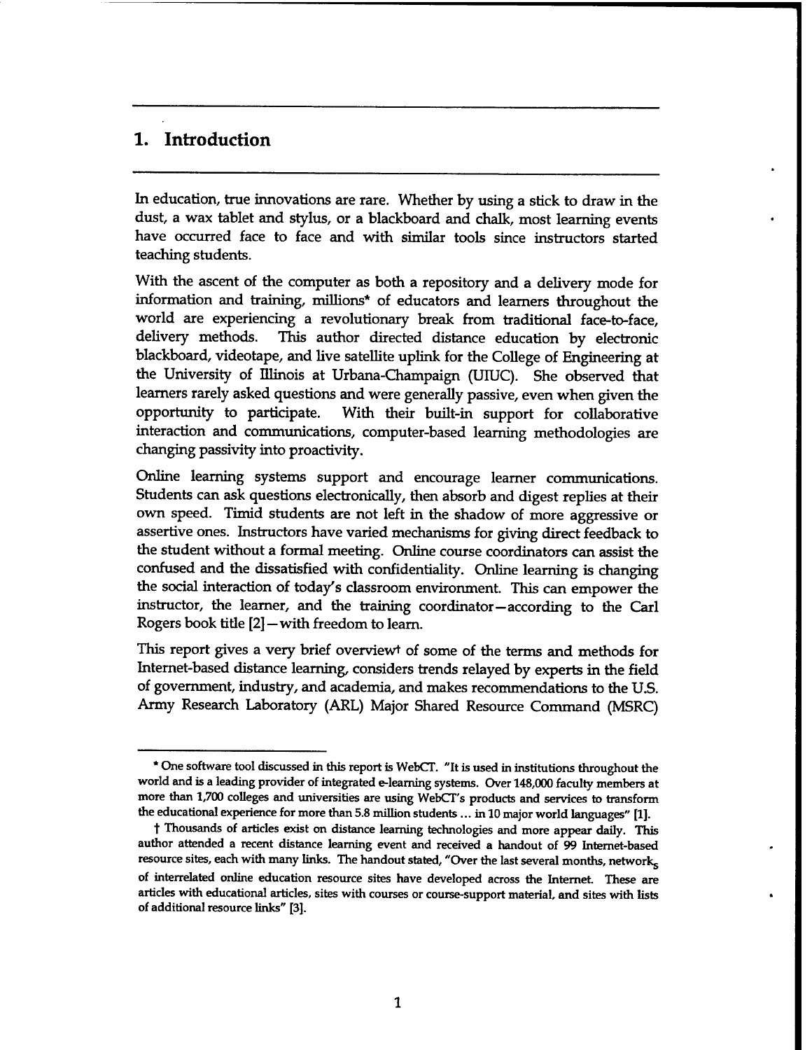# 1. Introduction

In education, true innovations are rare. Whether by using a stick to draw in the dust, a wax tablet and stylus, or a blackboard and chalk, most learning events have occurred face to face and with similar tools since instructors started teaching students.

With the ascent of the computer as both a repository and a delivery mode for information and training, millions* of educators and learners throughout the world are experiencing a revolutionary break from traditional face-to-face, delivery methods. This author directed distance education by electronic blackboard, videotape, and live satellite uplink for the College of Engineering at the University of Illinois at Urbana-Champaign (UIUC). She observed that learners rarely asked questions and were generally passive, even when given the opportunity to participate. With their built-in support for collaborative interaction and communications, computer-based learning methodologies are changing passivity into proactivity.

Online learning systems support and encourage learner communications. Students can ask questions electronically, then absorb and digest replies at their own speed. Timid students are not left in the shadow of more aggressive or assertive ones. Instructors have varied mechanisms for giving direct feedback to the student without a formal meeting. Online course coordinators can assist the confused and the dissatisfied with confidentiality. Online learning is changing the social interaction of today's classroom environment. This can empower the instructor, the learner, and the training coordinator—according to the Carl Rogers book title [2]—with freedom to learn.

This report gives a very brief overview† of some of the terms and methods for Internet-based distance learning, considers trends relayed by experts in the field of government, industry, and academia, and makes recommendations to the U.S. Army Research Laboratory (ARL) Major Shared Resource Command (MSRC)

---

* One software tool discussed in this report is WebCT. "It is used in institutions throughout the world and is a leading provider of integrated e-learning systems. Over 148,000 faculty members at more than 1,700 colleges and universities are using WebCT's products and services to transform the educational experience for more than 5.8 million students ... in 10 major world languages" [1].

† Thousands of articles exist on distance learning technologies and more appear daily. This author attended a recent distance learning event and received a handout of 99 Internet-based resource sites, each with many links. The handout stated, "Over the last several months, network$_S$ of interrelated online education resource sites have developed across the Internet. These are articles with educational articles, sites with courses or course-support material, and sites with lists of additional resource links" [3].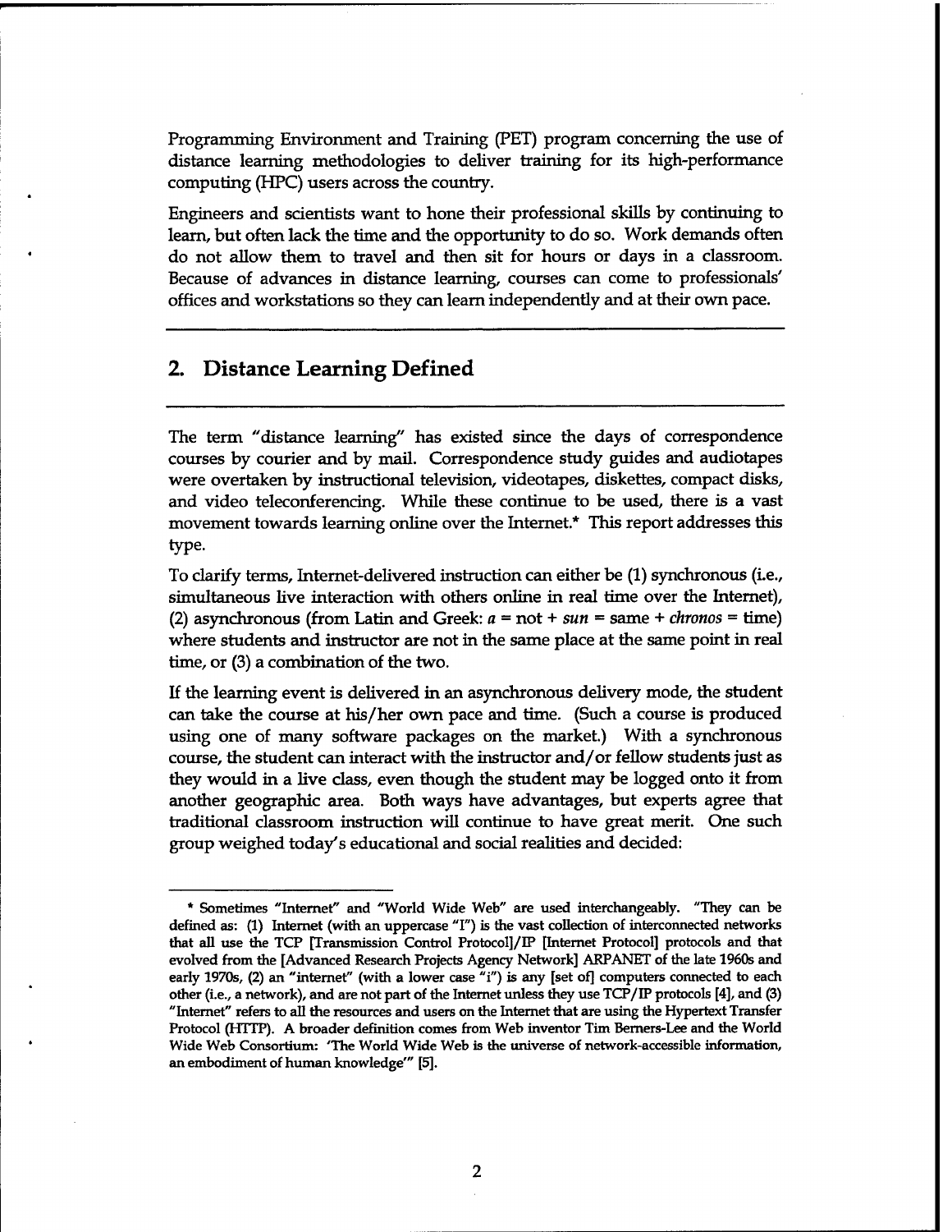Programming Environment and Training (PET) program concerning the use of distance learning methodologies to deliver training for its high-performance computing (HPC) users across the country.

Engineers and scientists want to hone their professional skills by continuing to learn, but often lack the time and the opportunity to do so. Work demands often do not allow them to travel and then sit for hours or days in a classroom. Because of advances in distance learning, courses can come to professionals' offices and workstations so they can learn independently and at their own pace.

## 2. Distance Learning Defined

The term "distance learning" has existed since the days of correspondence courses by courier and by mail. Correspondence study guides and audiotapes were overtaken by instructional television, videotapes, diskettes, compact disks, and video teleconferencing. While these continue to be used, there is a vast movement towards learning online over the Internet.* This report addresses this type.

To clarify terms, Internet-delivered instruction can either be (1) synchronous (i.e., simultaneous live interaction with others online in real time over the Internet), (2) asynchronous (from Latin and Greek: *a* = not + *sun* = same + *chronos* = time) where students and instructor are not in the same place at the same point in real time, or (3) a combination of the two.

If the learning event is delivered in an asynchronous delivery mode, the student can take the course at his/her own pace and time. (Such a course is produced using one of many software packages on the market.) With a synchronous course, the student can interact with the instructor and/or fellow students just as they would in a live class, even though the student may be logged onto it from another geographic area. Both ways have advantages, but experts agree that traditional classroom instruction will continue to have great merit. One such group weighed today's educational and social realities and decided:

---

* Sometimes "Internet" and "World Wide Web" are used interchangeably. "They can be defined as: (1) Internet (with an uppercase "I") is the vast collection of interconnected networks that all use the TCP [Transmission Control Protocol]/IP [Internet Protocol] protocols and that evolved from the [Advanced Research Projects Agency Network] ARPANET of the late 1960s and early 1970s, (2) an "internet" (with a lower case "i") is any [set of] computers connected to each other (i.e., a network), and are not part of the Internet unless they use TCP/IP protocols [4], and (3) "Internet" refers to all the resources and users on the Internet that are using the Hypertext Transfer Protocol (HTTP). A broader definition comes from Web inventor Tim Berners-Lee and the World Wide Web Consortium: 'The World Wide Web is the universe of network-accessible information, an embodiment of human knowledge'" [5].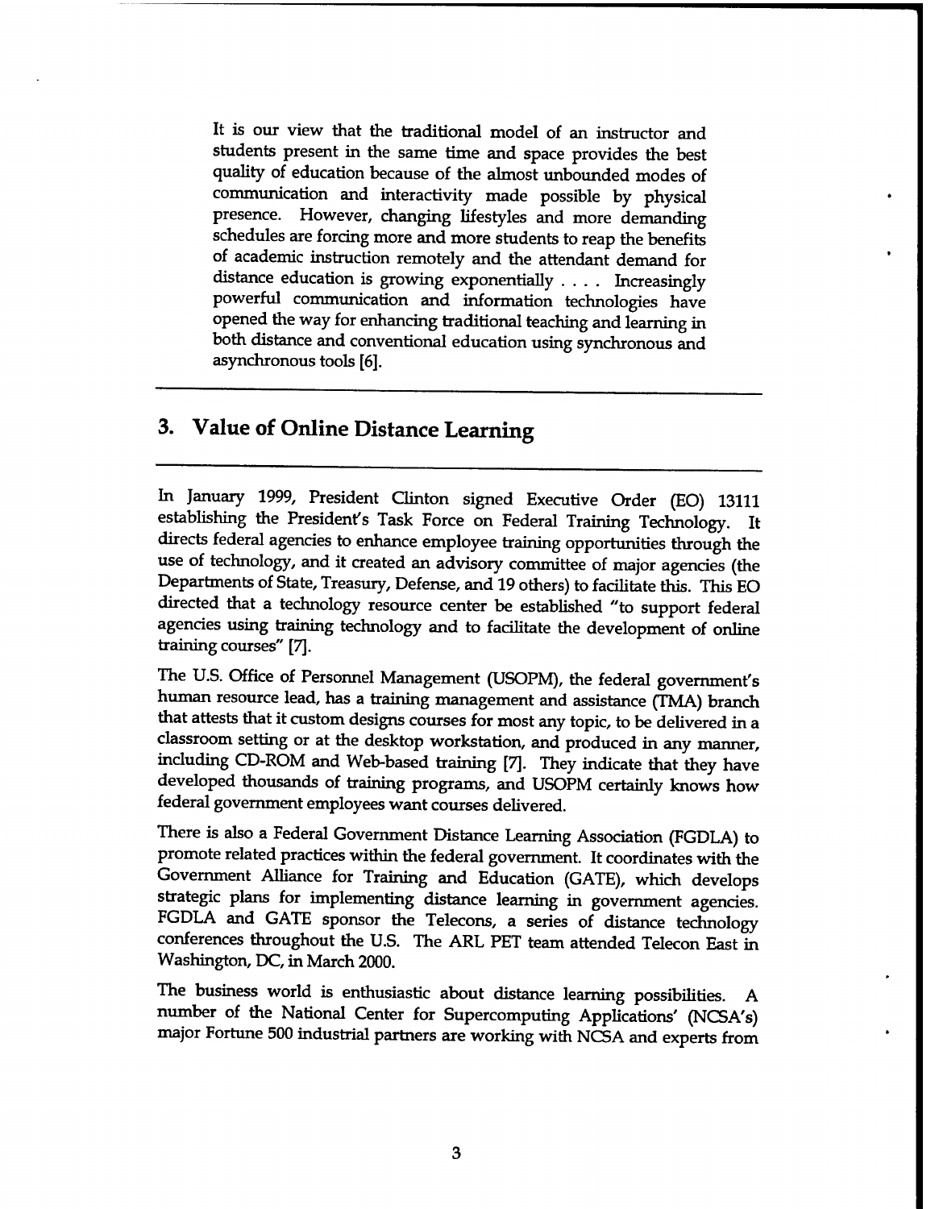> It is our view that the traditional model of an instructor and students present in the same time and space provides the best quality of education because of the almost unbounded modes of communication and interactivity made possible by physical presence. However, changing lifestyles and more demanding schedules are forcing more and more students to reap the benefits of academic instruction remotely and the attendant demand for distance education is growing exponentially . . . . Increasingly powerful communication and information technologies have opened the way for enhancing traditional teaching and learning in both distance and conventional education using synchronous and asynchronous tools [6].

## 3. Value of Online Distance Learning

In January 1999, President Clinton signed Executive Order (EO) 13111 establishing the President's Task Force on Federal Training Technology. It directs federal agencies to enhance employee training opportunities through the use of technology, and it created an advisory committee of major agencies (the Departments of State, Treasury, Defense, and 19 others) to facilitate this. This EO directed that a technology resource center be established "to support federal agencies using training technology and to facilitate the development of online training courses" [7].

The U.S. Office of Personnel Management (USOPM), the federal government's human resource lead, has a training management and assistance (TMA) branch that attests that it custom designs courses for most any topic, to be delivered in a classroom setting or at the desktop workstation, and produced in any manner, including CD-ROM and Web-based training [7]. They indicate that they have developed thousands of training programs, and USOPM certainly knows how federal government employees want courses delivered.

There is also a Federal Government Distance Learning Association (FGDLA) to promote related practices within the federal government. It coordinates with the Government Alliance for Training and Education (GATE), which develops strategic plans for implementing distance learning in government agencies. FGDLA and GATE sponsor the Telecons, a series of distance technology conferences throughout the U.S. The ARL PET team attended Telecon East in Washington, DC, in March 2000.

The business world is enthusiastic about distance learning possibilities. A number of the National Center for Supercomputing Applications' (NCSA's) major Fortune 500 industrial partners are working with NCSA and experts from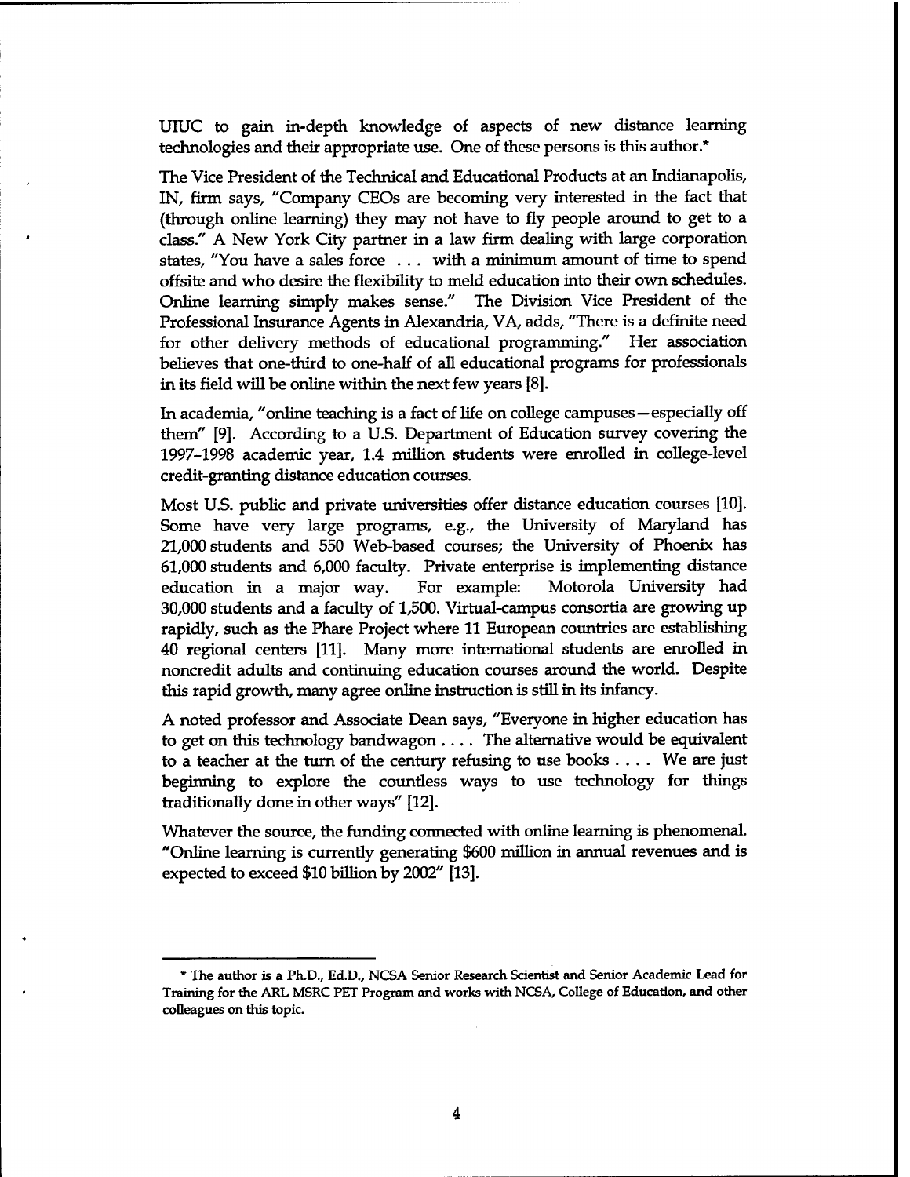UIUC to gain in-depth knowledge of aspects of new distance learning technologies and their appropriate use. One of these persons is this author.*

The Vice President of the Technical and Educational Products at an Indianapolis, IN, firm says, "Company CEOs are becoming very interested in the fact that (through online learning) they may not have to fly people around to get to a class." A New York City partner in a law firm dealing with large corporation states, "You have a sales force . . . with a minimum amount of time to spend offsite and who desire the flexibility to meld education into their own schedules. Online learning simply makes sense." The Division Vice President of the Professional Insurance Agents in Alexandria, VA, adds, "There is a definite need for other delivery methods of educational programming." Her association believes that one-third to one-half of all educational programs for professionals in its field will be online within the next few years [8].

In academia, "online teaching is a fact of life on college campuses—especially off them" [9]. According to a U.S. Department of Education survey covering the 1997–1998 academic year, 1.4 million students were enrolled in college-level credit-granting distance education courses.

Most U.S. public and private universities offer distance education courses [10]. Some have very large programs, e.g., the University of Maryland has 21,000 students and 550 Web-based courses; the University of Phoenix has 61,000 students and 6,000 faculty. Private enterprise is implementing distance education in a major way. For example: Motorola University had 30,000 students and a faculty of 1,500. Virtual-campus consortia are growing up rapidly, such as the Phare Project where 11 European countries are establishing 40 regional centers [11]. Many more international students are enrolled in noncredit adults and continuing education courses around the world. Despite this rapid growth, many agree online instruction is still in its infancy.

A noted professor and Associate Dean says, "Everyone in higher education has to get on this technology bandwagon . . . . The alternative would be equivalent to a teacher at the turn of the century refusing to use books . . . . We are just beginning to explore the countless ways to use technology for things traditionally done in other ways" [12].

Whatever the source, the funding connected with online learning is phenomenal. "Online learning is currently generating $600 million in annual revenues and is expected to exceed $10 billion by 2002" [13].

---

* The author is a Ph.D., Ed.D., NCSA Senior Research Scientist and Senior Academic Lead for Training for the ARL MSRC PET Program and works with NCSA, College of Education, and other colleagues on this topic.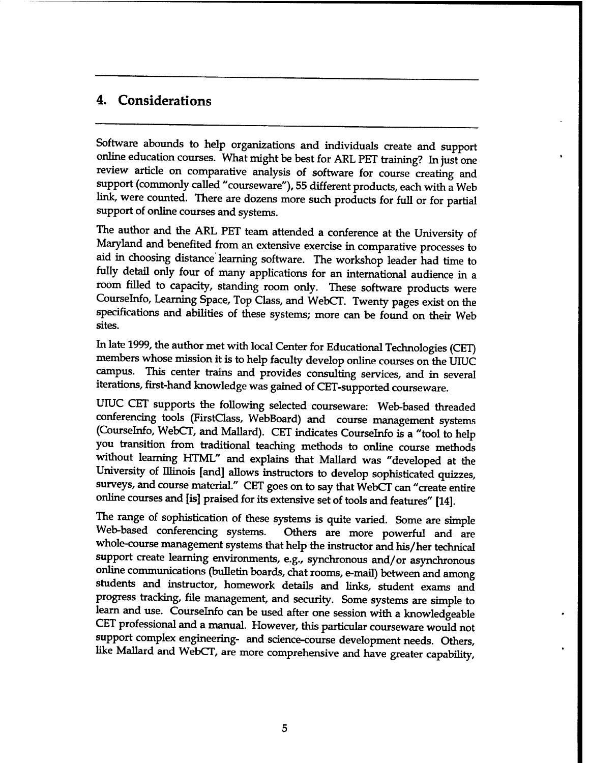## 4. Considerations

Software abounds to help organizations and individuals create and support online education courses. What might be best for ARL PET training? In just one review article on comparative analysis of software for course creating and support (commonly called "courseware"), 55 different products, each with a Web link, were counted. There are dozens more such products for full or for partial support of online courses and systems.

The author and the ARL PET team attended a conference at the University of Maryland and benefited from an extensive exercise in comparative processes to aid in choosing distance learning software. The workshop leader had time to fully detail only four of many applications for an international audience in a room filled to capacity, standing room only. These software products were CourseInfo, Learning Space, Top Class, and WebCT. Twenty pages exist on the specifications and abilities of these systems; more can be found on their Web sites.

In late 1999, the author met with local Center for Educational Technologies (CET) members whose mission it is to help faculty develop online courses on the UIUC campus. This center trains and provides consulting services, and in several iterations, first-hand knowledge was gained of CET-supported courseware.

UIUC CET supports the following selected courseware: Web-based threaded conferencing tools (FirstClass, WebBoard) and course management systems (CourseInfo, WebCT, and Mallard). CET indicates CourseInfo is a "tool to help you transition from traditional teaching methods to online course methods without learning HTML" and explains that Mallard was "developed at the University of Illinois [and] allows instructors to develop sophisticated quizzes, surveys, and course material." CET goes on to say that WebCT can "create entire online courses and [is] praised for its extensive set of tools and features" [14].

The range of sophistication of these systems is quite varied. Some are simple Web-based conferencing systems. Others are more powerful and are whole-course management systems that help the instructor and his/her technical support create learning environments, e.g., synchronous and/or asynchronous online communications (bulletin boards, chat rooms, e-mail) between and among students and instructor, homework details and links, student exams and progress tracking, file management, and security. Some systems are simple to learn and use. CourseInfo can be used after one session with a knowledgeable CET professional and a manual. However, this particular courseware would not support complex engineering- and science-course development needs. Others, like Mallard and WebCT, are more comprehensive and have greater capability,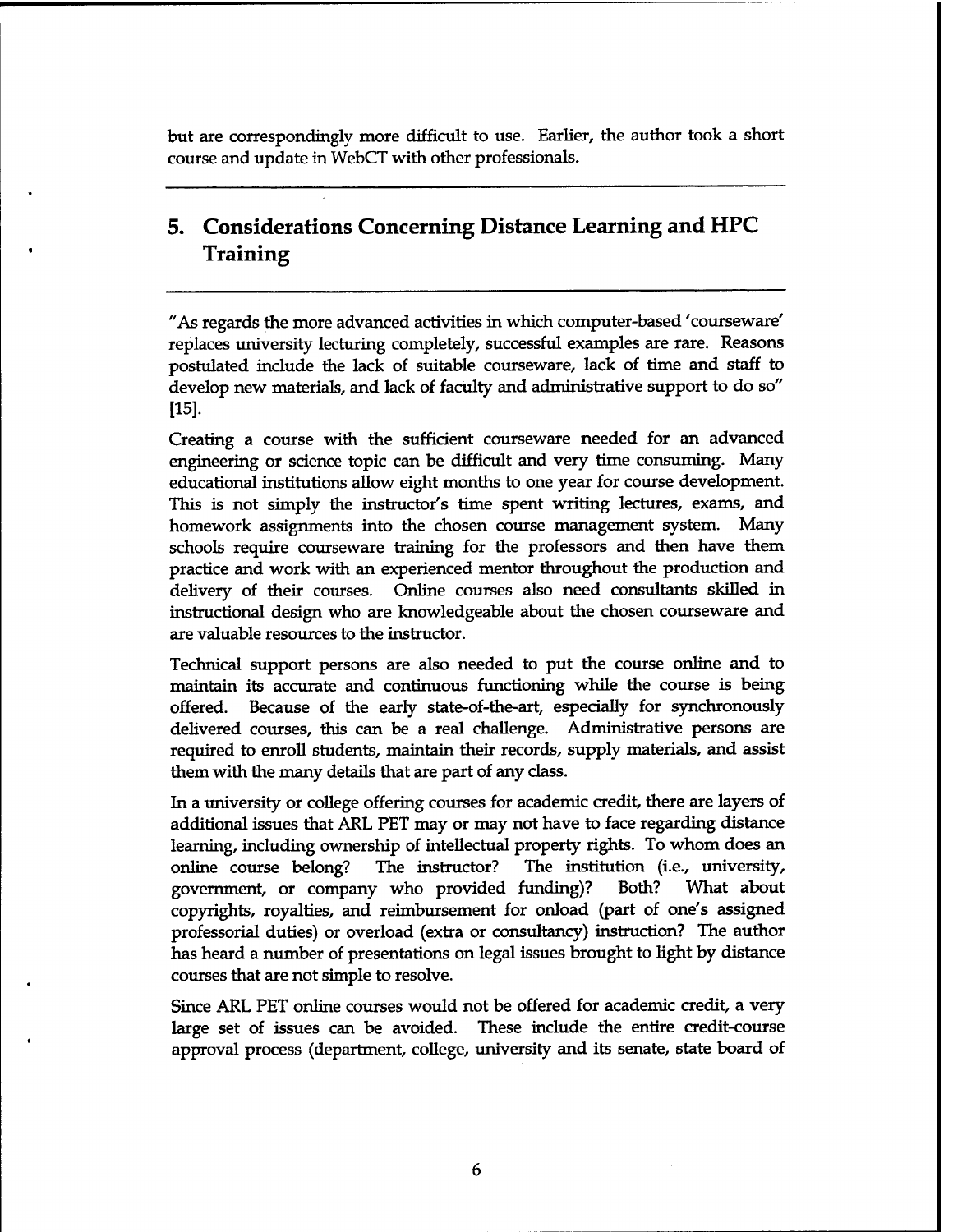but are correspondingly more difficult to use. Earlier, the author took a short course and update in WebCT with other professionals.

## 5. Considerations Concerning Distance Learning and HPC Training

"As regards the more advanced activities in which computer-based 'courseware' replaces university lecturing completely, successful examples are rare. Reasons postulated include the lack of suitable courseware, lack of time and staff to develop new materials, and lack of faculty and administrative support to do so" [15].

Creating a course with the sufficient courseware needed for an advanced engineering or science topic can be difficult and very time consuming. Many educational institutions allow eight months to one year for course development. This is not simply the instructor's time spent writing lectures, exams, and homework assignments into the chosen course management system. Many schools require courseware training for the professors and then have them practice and work with an experienced mentor throughout the production and delivery of their courses. Online courses also need consultants skilled in instructional design who are knowledgeable about the chosen courseware and are valuable resources to the instructor.

Technical support persons are also needed to put the course online and to maintain its accurate and continuous functioning while the course is being offered. Because of the early state-of-the-art, especially for synchronously delivered courses, this can be a real challenge. Administrative persons are required to enroll students, maintain their records, supply materials, and assist them with the many details that are part of any class.

In a university or college offering courses for academic credit, there are layers of additional issues that ARL PET may or may not have to face regarding distance learning, including ownership of intellectual property rights. To whom does an online course belong? The instructor? The institution (i.e., university, government, or company who provided funding)? Both? What about copyrights, royalties, and reimbursement for onload (part of one's assigned professorial duties) or overload (extra or consultancy) instruction? The author has heard a number of presentations on legal issues brought to light by distance courses that are not simple to resolve.

Since ARL PET online courses would not be offered for academic credit, a very large set of issues can be avoided. These include the entire credit-course approval process (department, college, university and its senate, state board of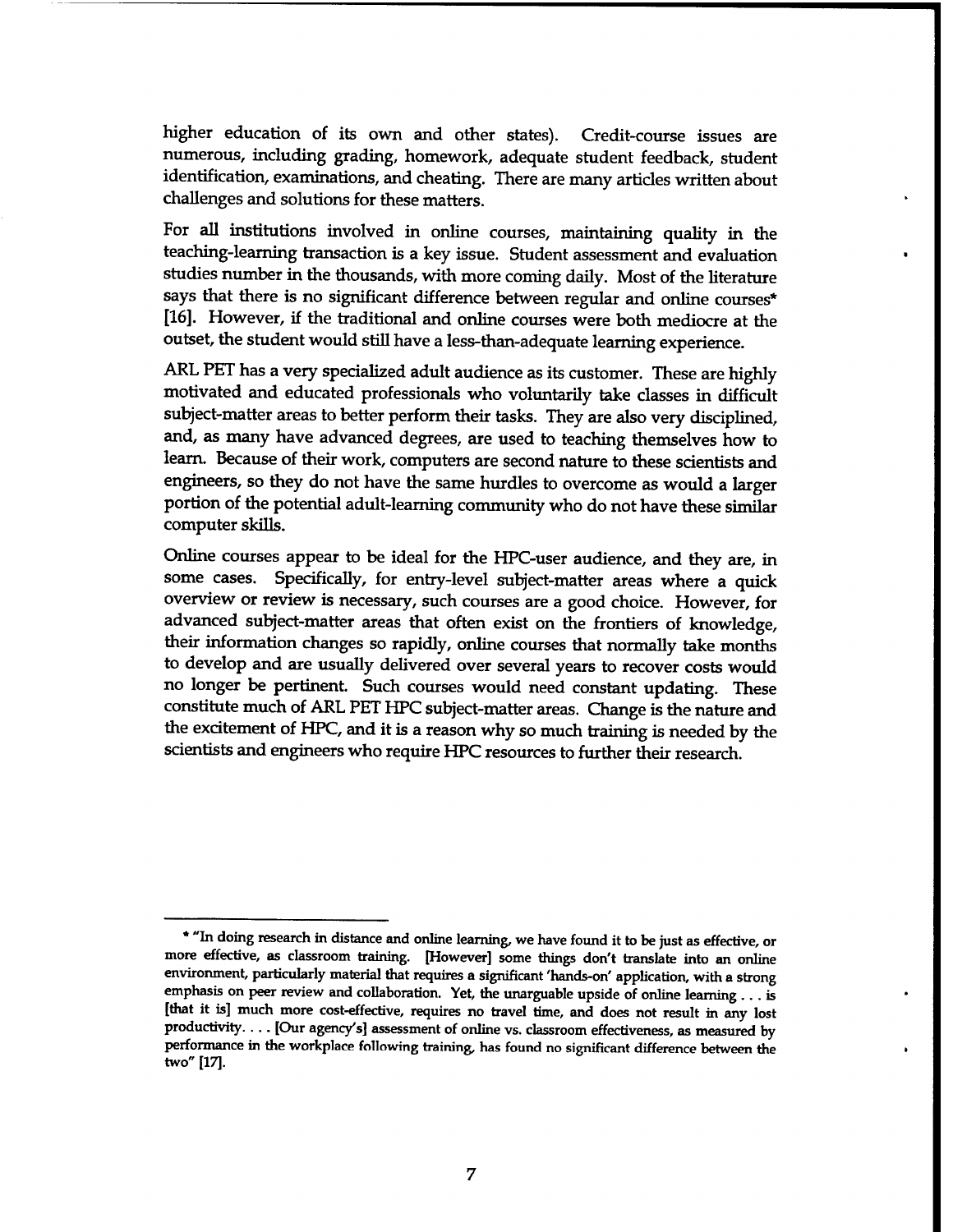higher education of its own and other states). Credit-course issues are numerous, including grading, homework, adequate student feedback, student identification, examinations, and cheating. There are many articles written about challenges and solutions for these matters.

For all institutions involved in online courses, maintaining quality in the teaching-learning transaction is a key issue. Student assessment and evaluation studies number in the thousands, with more coming daily. Most of the literature says that there is no significant difference between regular and online courses* [16]. However, if the traditional and online courses were both mediocre at the outset, the student would still have a less-than-adequate learning experience.

ARL PET has a very specialized adult audience as its customer. These are highly motivated and educated professionals who voluntarily take classes in difficult subject-matter areas to better perform their tasks. They are also very disciplined, and, as many have advanced degrees, are used to teaching themselves how to learn. Because of their work, computers are second nature to these scientists and engineers, so they do not have the same hurdles to overcome as would a larger portion of the potential adult-learning community who do not have these similar computer skills.

Online courses appear to be ideal for the HPC-user audience, and they are, in some cases. Specifically, for entry-level subject-matter areas where a quick overview or review is necessary, such courses are a good choice. However, for advanced subject-matter areas that often exist on the frontiers of knowledge, their information changes so rapidly, online courses that normally take months to develop and are usually delivered over several years to recover costs would no longer be pertinent. Such courses would need constant updating. These constitute much of ARL PET HPC subject-matter areas. Change is the nature and the excitement of HPC, and it is a reason why so much training is needed by the scientists and engineers who require HPC resources to further their research.

---

* "In doing research in distance and online learning, we have found it to be just as effective, or more effective, as classroom training. [However] some things don't translate into an online environment, particularly material that requires a significant 'hands-on' application, with a strong emphasis on peer review and collaboration. Yet, the unarguable upside of online learning . . . is [that it is] much more cost-effective, requires no travel time, and does not result in any lost productivity. . . . [Our agency's] assessment of online vs. classroom effectiveness, as measured by performance in the workplace following training, has found no significant difference between the two" [17].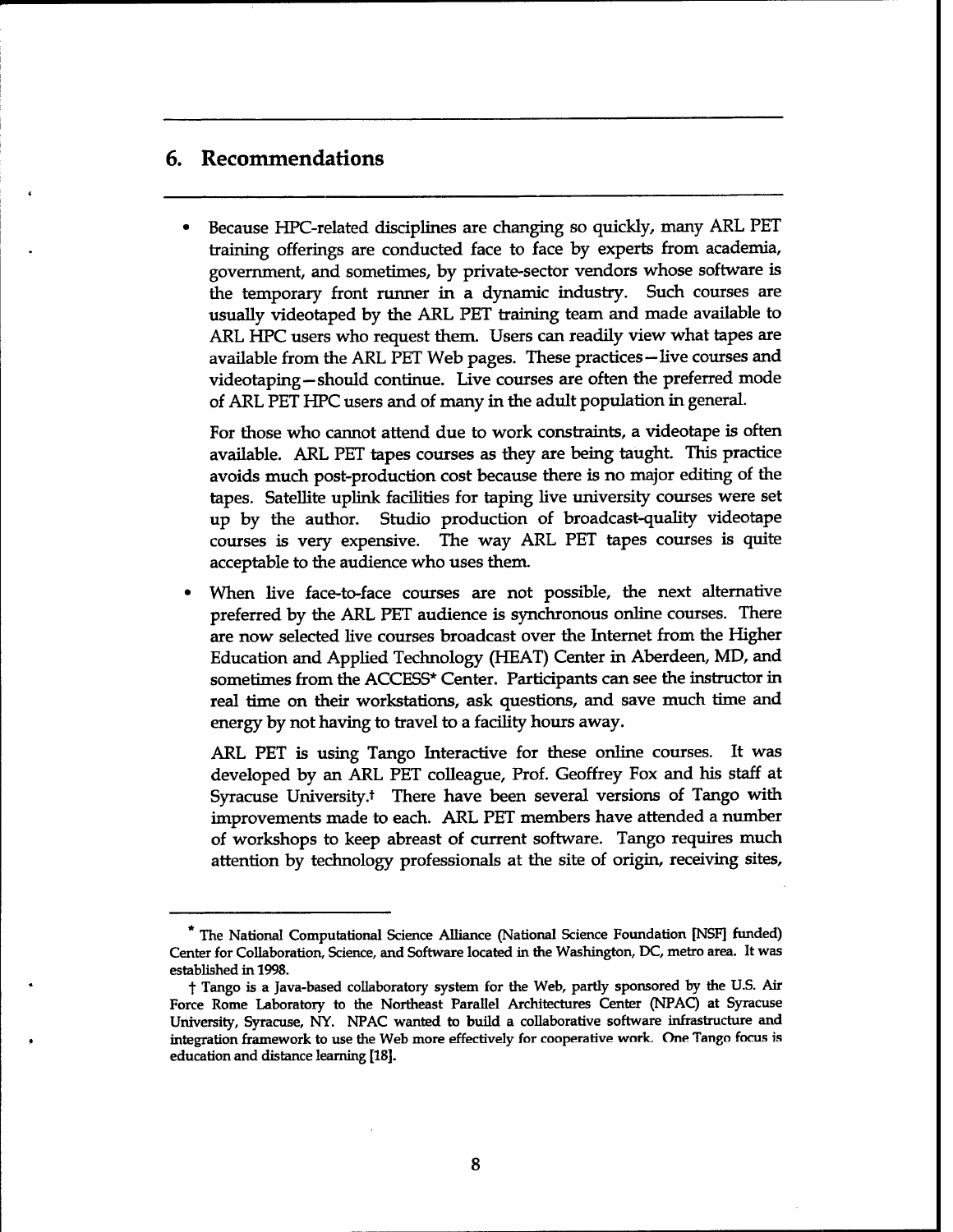## 6. Recommendations

- Because HPC-related disciplines are changing so quickly, many ARL PET training offerings are conducted face to face by experts from academia, government, and sometimes, by private-sector vendors whose software is the temporary front runner in a dynamic industry. Such courses are usually videotaped by the ARL PET training team and made available to ARL HPC users who request them. Users can readily view what tapes are available from the ARL PET Web pages. These practices—live courses and videotaping—should continue. Live courses are often the preferred mode of ARL PET HPC users and of many in the adult population in general.

  For those who cannot attend due to work constraints, a videotape is often available. ARL PET tapes courses as they are being taught. This practice avoids much post-production cost because there is no major editing of the tapes. Satellite uplink facilities for taping live university courses were set up by the author. Studio production of broadcast-quality videotape courses is very expensive. The way ARL PET tapes courses is quite acceptable to the audience who uses them.

- When live face-to-face courses are not possible, the next alternative preferred by the ARL PET audience is synchronous online courses. There are now selected live courses broadcast over the Internet from the Higher Education and Applied Technology (HEAT) Center in Aberdeen, MD, and sometimes from the ACCESS* Center. Participants can see the instructor in real time on their workstations, ask questions, and save much time and energy by not having to travel to a facility hours away.

  ARL PET is using Tango Interactive for these online courses. It was developed by an ARL PET colleague, Prof. Geoffrey Fox and his staff at Syracuse University.† There have been several versions of Tango with improvements made to each. ARL PET members have attended a number of workshops to keep abreast of current software. Tango requires much attention by technology professionals at the site of origin, receiving sites,

---

* The National Computational Science Alliance (National Science Foundation [NSF] funded) Center for Collaboration, Science, and Software located in the Washington, DC, metro area. It was established in 1998.

† Tango is a Java-based collaboratory system for the Web, partly sponsored by the U.S. Air Force Rome Laboratory to the Northeast Parallel Architectures Center (NPAC) at Syracuse University, Syracuse, NY. NPAC wanted to build a collaborative software infrastructure and integration framework to use the Web more effectively for cooperative work. One Tango focus is education and distance learning [18].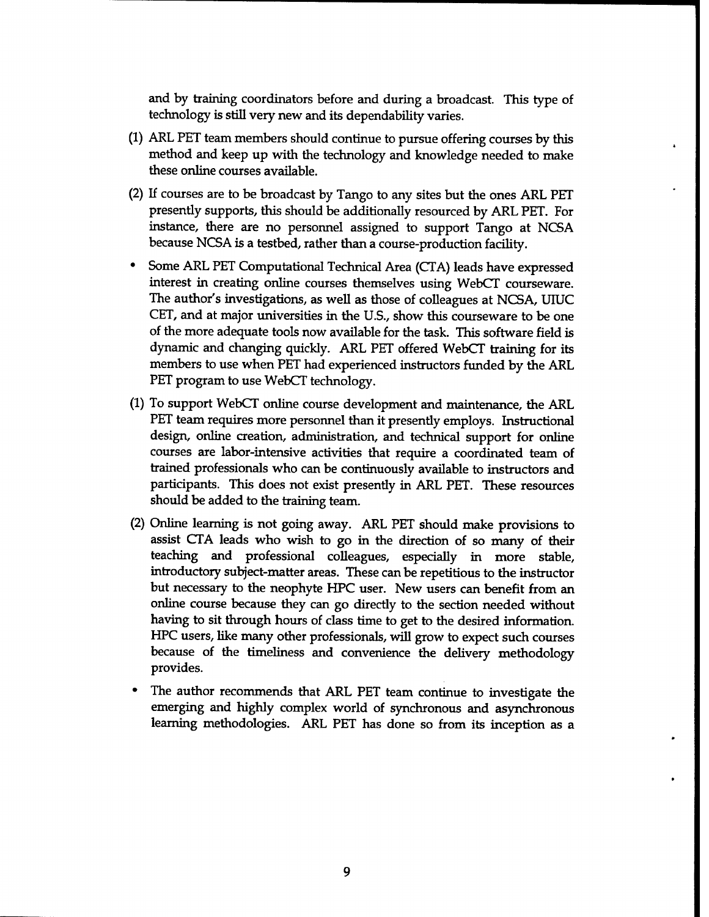and by training coordinators before and during a broadcast. This type of technology is still very new and its dependability varies.

(1) ARL PET team members should continue to pursue offering courses by this method and keep up with the technology and knowledge needed to make these online courses available.

(2) If courses are to be broadcast by Tango to any sites but the ones ARL PET presently supports, this should be additionally resourced by ARL PET. For instance, there are no personnel assigned to support Tango at NCSA because NCSA is a testbed, rather than a course-production facility.

- Some ARL PET Computational Technical Area (CTA) leads have expressed interest in creating online courses themselves using WebCT courseware. The author's investigations, as well as those of colleagues at NCSA, UIUC CET, and at major universities in the U.S., show this courseware to be one of the more adequate tools now available for the task. This software field is dynamic and changing quickly. ARL PET offered WebCT training for its members to use when PET had experienced instructors funded by the ARL PET program to use WebCT technology.

(1) To support WebCT online course development and maintenance, the ARL PET team requires more personnel than it presently employs. Instructional design, online creation, administration, and technical support for online courses are labor-intensive activities that require a coordinated team of trained professionals who can be continuously available to instructors and participants. This does not exist presently in ARL PET. These resources should be added to the training team.

(2) Online learning is not going away. ARL PET should make provisions to assist CTA leads who wish to go in the direction of so many of their teaching and professional colleagues, especially in more stable, introductory subject-matter areas. These can be repetitious to the instructor but necessary to the neophyte HPC user. New users can benefit from an online course because they can go directly to the section needed without having to sit through hours of class time to get to the desired information. HPC users, like many other professionals, will grow to expect such courses because of the timeliness and convenience the delivery methodology provides.

- The author recommends that ARL PET team continue to investigate the emerging and highly complex world of synchronous and asynchronous learning methodologies. ARL PET has done so from its inception as a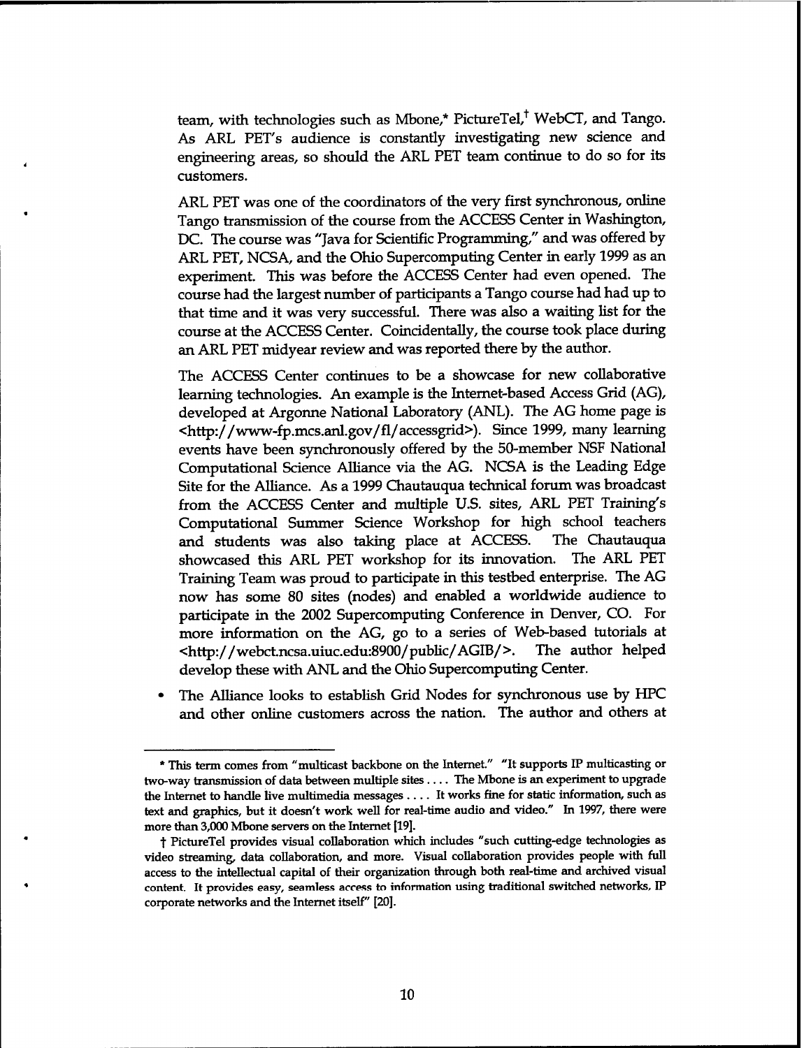team, with technologies such as Mbone,* PictureTel,† WebCT, and Tango. As ARL PET's audience is constantly investigating new science and engineering areas, so should the ARL PET team continue to do so for its customers.

ARL PET was one of the coordinators of the very first synchronous, online Tango transmission of the course from the ACCESS Center in Washington, DC. The course was "Java for Scientific Programming," and was offered by ARL PET, NCSA, and the Ohio Supercomputing Center in early 1999 as an experiment. This was before the ACCESS Center had even opened. The course had the largest number of participants a Tango course had had up to that time and it was very successful. There was also a waiting list for the course at the ACCESS Center. Coincidentally, the course took place during an ARL PET midyear review and was reported there by the author.

The ACCESS Center continues to be a showcase for new collaborative learning technologies. An example is the Internet-based Access Grid (AG), developed at Argonne National Laboratory (ANL). The AG home page is <http://www-fp.mcs.anl.gov/fl/accessgrid>). Since 1999, many learning events have been synchronously offered by the 50-member NSF National Computational Science Alliance via the AG. NCSA is the Leading Edge Site for the Alliance. As a 1999 Chautauqua technical forum was broadcast from the ACCESS Center and multiple U.S. sites, ARL PET Training's Computational Summer Science Workshop for high school teachers and students was also taking place at ACCESS. The Chautauqua showcased this ARL PET workshop for its innovation. The ARL PET Training Team was proud to participate in this testbed enterprise. The AG now has some 80 sites (nodes) and enabled a worldwide audience to participate in the 2002 Supercomputing Conference in Denver, CO. For more information on the AG, go to a series of Web-based tutorials at <http://webct.ncsa.uiuc.edu:8900/public/AGIB/>. The author helped develop these with ANL and the Ohio Supercomputing Center.

- The Alliance looks to establish Grid Nodes for synchronous use by HPC and other online customers across the nation. The author and others at

---

\* This term comes from "multicast backbone on the Internet." "It supports IP multicasting or two-way transmission of data between multiple sites . . . . The Mbone is an experiment to upgrade the Internet to handle live multimedia messages . . . . It works fine for static information, such as text and graphics, but it doesn't work well for real-time audio and video." In 1997, there were more than 3,000 Mbone servers on the Internet [19].

† PictureTel provides visual collaboration which includes "such cutting-edge technologies as video streaming, data collaboration, and more. Visual collaboration provides people with full access to the intellectual capital of their organization through both real-time and archived visual content. It provides easy, seamless access to information using traditional switched networks, IP corporate networks and the Internet itself" [20].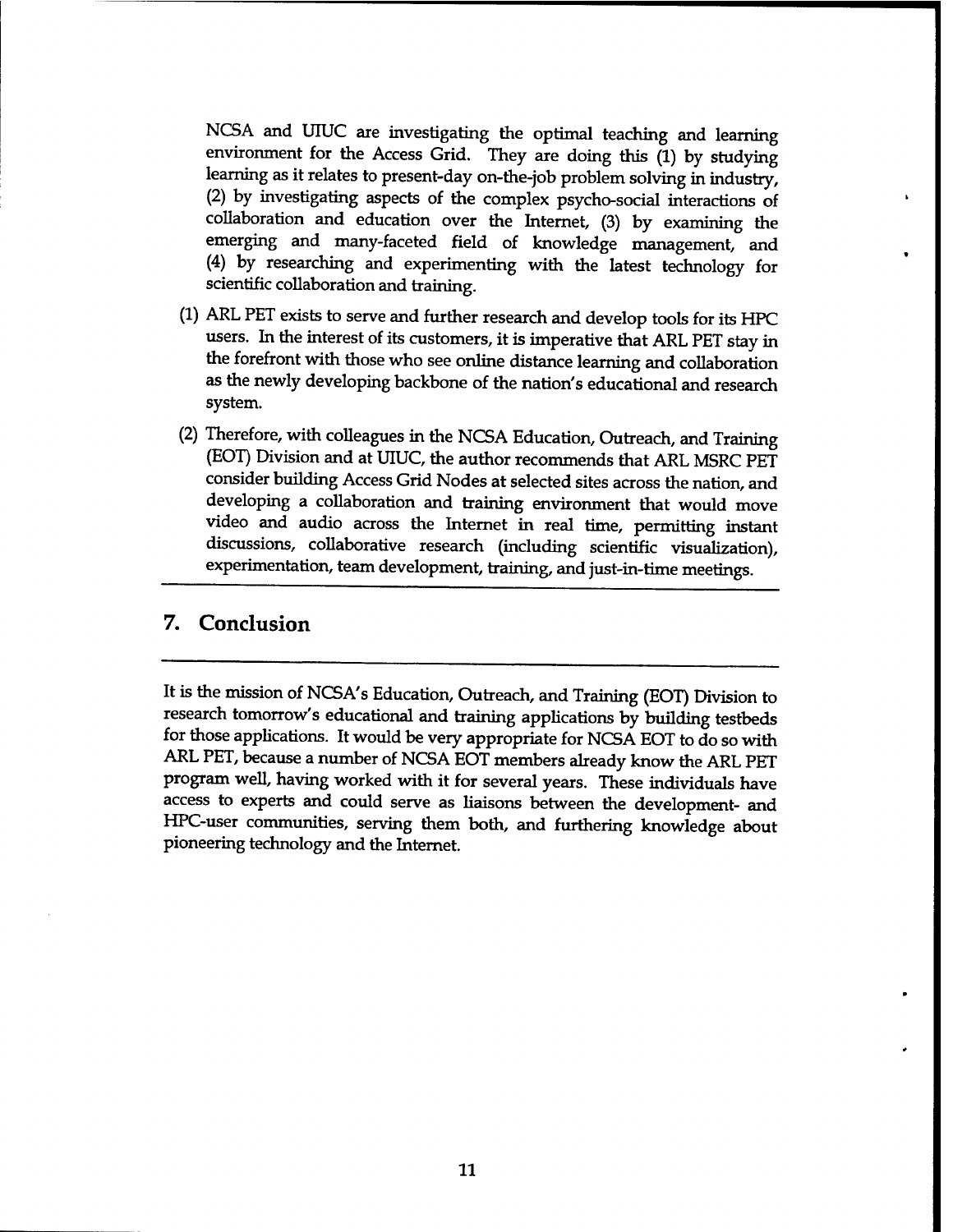NCSA and UIUC are investigating the optimal teaching and learning environment for the Access Grid. They are doing this (1) by studying learning as it relates to present-day on-the-job problem solving in industry, (2) by investigating aspects of the complex psycho-social interactions of collaboration and education over the Internet, (3) by examining the emerging and many-faceted field of knowledge management, and (4) by researching and experimenting with the latest technology for scientific collaboration and training.

(1) ARL PET exists to serve and further research and develop tools for its HPC users. In the interest of its customers, it is imperative that ARL PET stay in the forefront with those who see online distance learning and collaboration as the newly developing backbone of the nation's educational and research system.

(2) Therefore, with colleagues in the NCSA Education, Outreach, and Training (EOT) Division and at UIUC, the author recommends that ARL MSRC PET consider building Access Grid Nodes at selected sites across the nation, and developing a collaboration and training environment that would move video and audio across the Internet in real time, permitting instant discussions, collaborative research (including scientific visualization), experimentation, team development, training, and just-in-time meetings.

## 7. Conclusion

It is the mission of NCSA's Education, Outreach, and Training (EOT) Division to research tomorrow's educational and training applications by building testbeds for those applications. It would be very appropriate for NCSA EOT to do so with ARL PET, because a number of NCSA EOT members already know the ARL PET program well, having worked with it for several years. These individuals have access to experts and could serve as liaisons between the development- and HPC-user communities, serving them both, and furthering knowledge about pioneering technology and the Internet.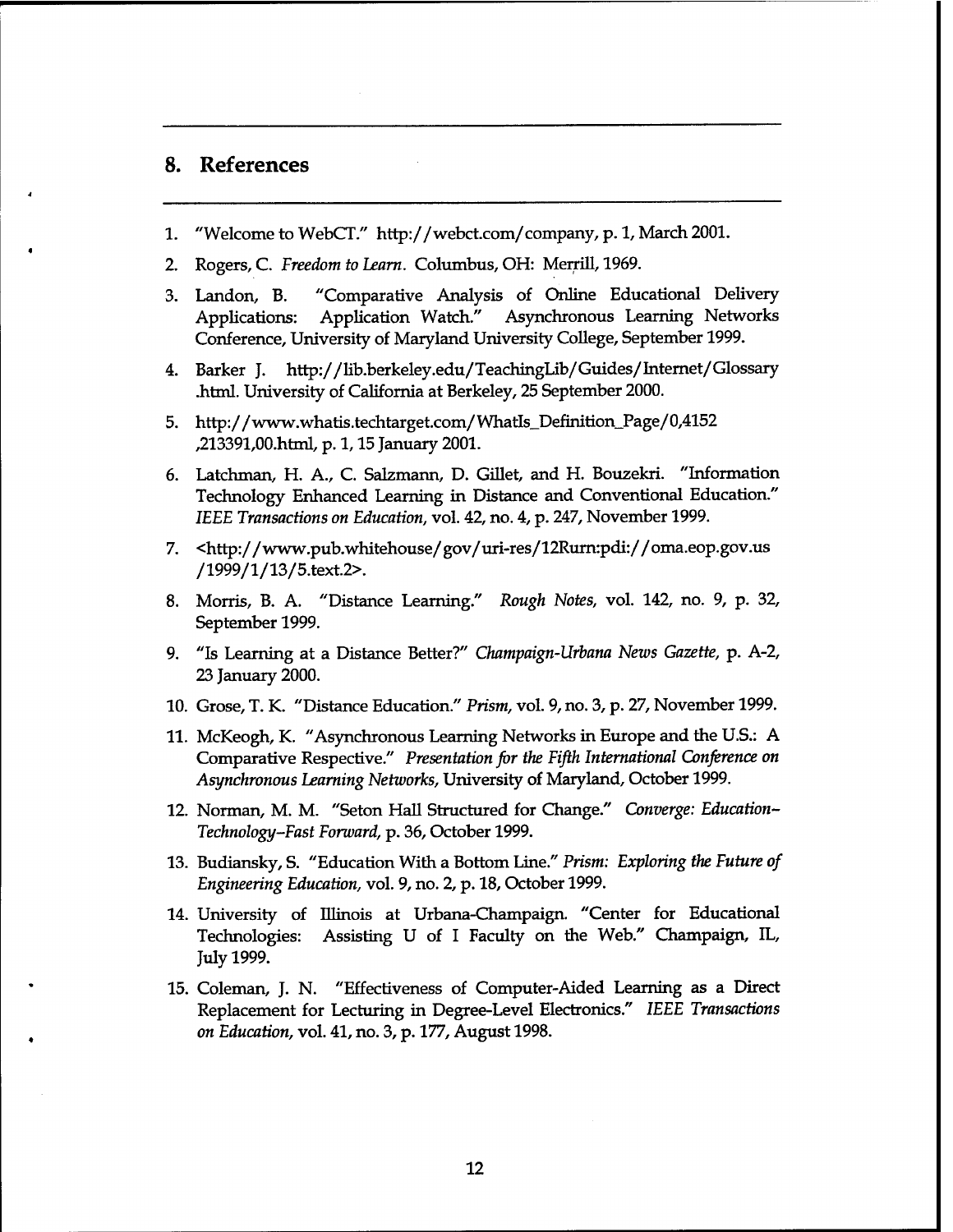## 8. References

1. "Welcome to WebCT." http://webct.com/company, p. 1, March 2001.
2. Rogers, C. *Freedom to Learn*. Columbus, OH: Merrill, 1969.
3. Landon, B. "Comparative Analysis of Online Educational Delivery Applications: Application Watch." Asynchronous Learning Networks Conference, University of Maryland University College, September 1999.
4. Barker J. http://lib.berkeley.edu/TeachingLib/Guides/Internet/Glossary .html. University of California at Berkeley, 25 September 2000.
5. http://www.whatis.techtarget.com/WhatIs_Definition_Page/0,4152 ,213391,00.html, p. 1, 15 January 2001.
6. Latchman, H. A., C. Salzmann, D. Gillet, and H. Bouzekri. "Information Technology Enhanced Learning in Distance and Conventional Education." *IEEE Transactions on Education*, vol. 42, no. 4, p. 247, November 1999.
7. <http://www.pub.whitehouse/gov/uri-res/12Rurn:pdi://oma.eop.gov.us /1999/1/13/5.text.2>.
8. Morris, B. A. "Distance Learning." *Rough Notes*, vol. 142, no. 9, p. 32, September 1999.
9. "Is Learning at a Distance Better?" *Champaign-Urbana News Gazette*, p. A-2, 23 January 2000.
10. Grose, T. K. "Distance Education." *Prism*, vol. 9, no. 3, p. 27, November 1999.
11. McKeogh, K. "Asynchronous Learning Networks in Europe and the U.S.: A Comparative Respective." *Presentation for the Fifth International Conference on Asynchronous Learning Networks*, University of Maryland, October 1999.
12. Norman, M. M. "Seton Hall Structured for Change." *Converge: Education–Technology–Fast Forward*, p. 36, October 1999.
13. Budiansky, S. "Education With a Bottom Line." *Prism: Exploring the Future of Engineering Education*, vol. 9, no. 2, p. 18, October 1999.
14. University of Illinois at Urbana-Champaign. "Center for Educational Technologies: Assisting U of I Faculty on the Web." Champaign, IL, July 1999.
15. Coleman, J. N. "Effectiveness of Computer-Aided Learning as a Direct Replacement for Lecturing in Degree-Level Electronics." *IEEE Transactions on Education*, vol. 41, no. 3, p. 177, August 1998.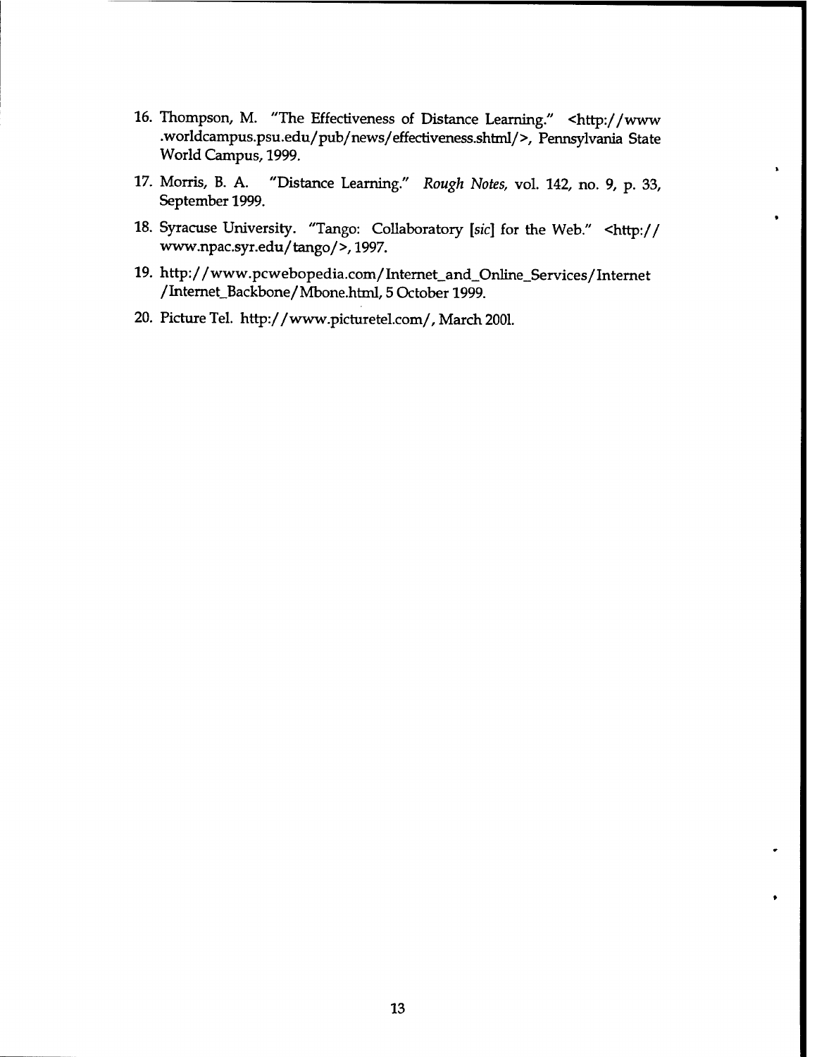16. Thompson, M. "The Effectiveness of Distance Learning." <http://www.worldcampus.psu.edu/pub/news/effectiveness.shtml/>, Pennsylvania State World Campus, 1999.

17. Morris, B. A. "Distance Learning." *Rough Notes,* vol. 142, no. 9, p. 33, September 1999.

18. Syracuse University. "Tango: Collaboratory [*sic*] for the Web." <http://www.npac.syr.edu/tango/>, 1997.

19. http://www.pcwebopedia.com/Internet_and_Online_Services/Internet/Internet_Backbone/Mbone.html, 5 October 1999.

20. Picture Tel. http://www.picturetel.com/, March 2001.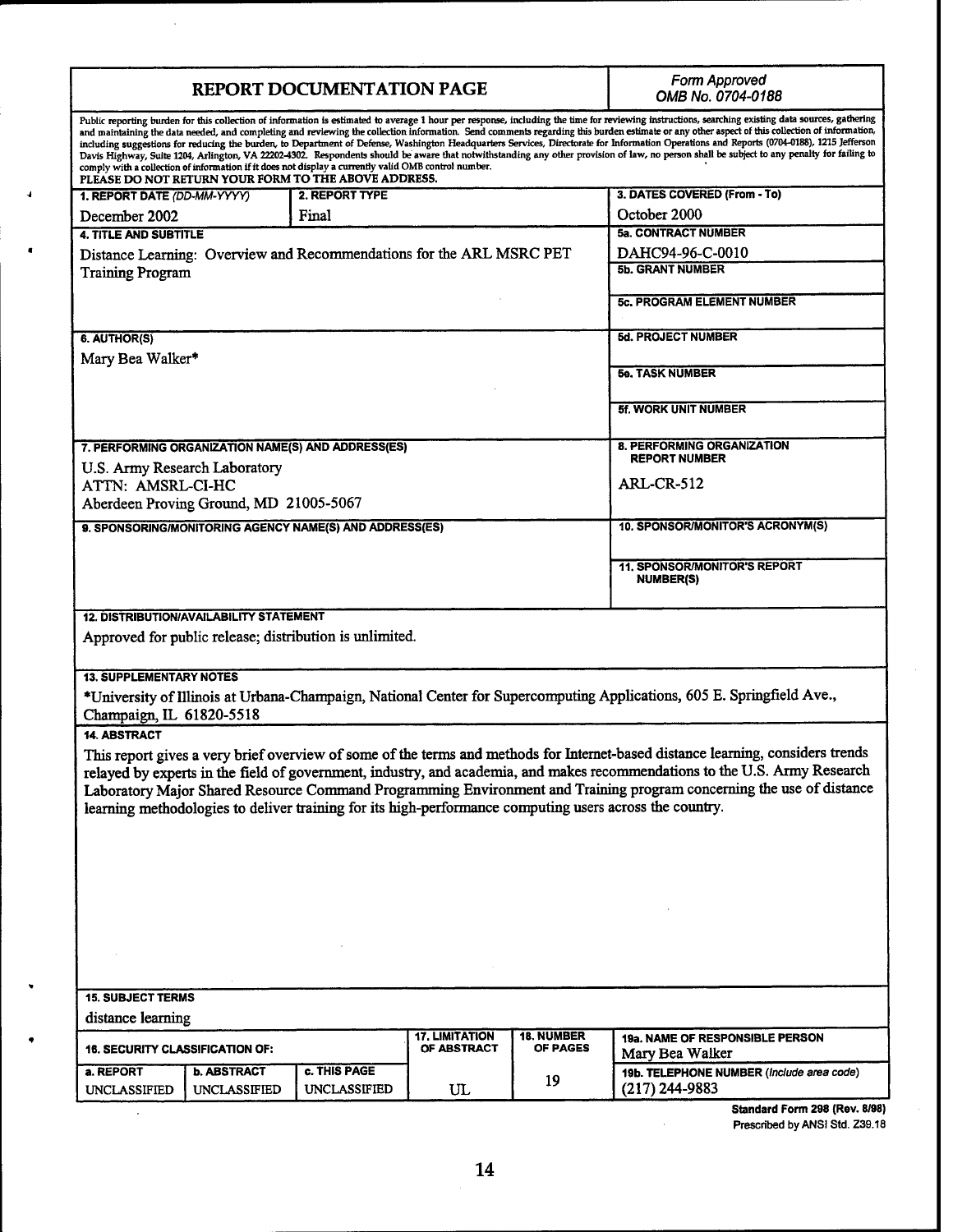# REPORT DOCUMENTATION PAGE

*Form Approved*
*OMB No. 0704-0188*

Public reporting burden for this collection of information is estimated to average 1 hour per response, including the time for reviewing instructions, searching existing data sources, gathering and maintaining the data needed, and completing and reviewing the collection information. Send comments regarding this burden estimate or any other aspect of this collection of information, including suggestions for reducing the burden, to Department of Defense, Washington Headquarters Services, Directorate for Information Operations and Reports (0704-0188), 1215 Jefferson Davis Highway, Suite 1204, Arlington, VA 22202-4302. Respondents should be aware that notwithstanding any other provision of law, no person shall be subject to any penalty for failing to comply with a collection of information if it does not display a currently valid OMB control number.

**PLEASE DO NOT RETURN YOUR FORM TO THE ABOVE ADDRESS.**

| Field | Value |
|---|---|
| **1. REPORT DATE** *(DD-MM-YYYY)* | December 2002 |
| **2. REPORT TYPE** | Final |
| **3. DATES COVERED (From - To)** | October 2000 |
| **4. TITLE AND SUBTITLE** | Distance Learning: Overview and Recommendations for the ARL MSRC PET Training Program |
| **5a. CONTRACT NUMBER** | DAHC94-96-C-0010 |
| **5b. GRANT NUMBER** | |
| **5c. PROGRAM ELEMENT NUMBER** | |
| **5d. PROJECT NUMBER** | |
| **5e. TASK NUMBER** | |
| **5f. WORK UNIT NUMBER** | |
| **6. AUTHOR(S)** | Mary Bea Walker* |
| **7. PERFORMING ORGANIZATION NAME(S) AND ADDRESS(ES)** | U.S. Army Research Laboratory<br>ATTN: AMSRL-CI-HC<br>Aberdeen Proving Ground, MD 21005-5067 |
| **8. PERFORMING ORGANIZATION REPORT NUMBER** | ARL-CR-512 |
| **9. SPONSORING/MONITORING AGENCY NAME(S) AND ADDRESS(ES)** | |
| **10. SPONSOR/MONITOR'S ACRONYM(S)** | |
| **11. SPONSOR/MONITOR'S REPORT NUMBER(S)** | |

**12. DISTRIBUTION/AVAILABILITY STATEMENT**

Approved for public release; distribution is unlimited.

**13. SUPPLEMENTARY NOTES**

*University of Illinois at Urbana-Champaign, National Center for Supercomputing Applications, 605 E. Springfield Ave., Champaign, IL 61820-5518

**14. ABSTRACT**

This report gives a very brief overview of some of the terms and methods for Internet-based distance learning, considers trends relayed by experts in the field of government, industry, and academia, and makes recommendations to the U.S. Army Research Laboratory Major Shared Resource Command Programming Environment and Training program concerning the use of distance learning methodologies to deliver training for its high-performance computing users across the country.

**15. SUBJECT TERMS**

distance learning

| 16. SECURITY CLASSIFICATION OF: | | | 17. LIMITATION OF ABSTRACT | 18. NUMBER OF PAGES | 19a. NAME OF RESPONSIBLE PERSON |
|---|---|---|---|---|---|
| **a. REPORT** | **b. ABSTRACT** | **c. THIS PAGE** | | | Mary Bea Walker |
| UNCLASSIFIED | UNCLASSIFIED | UNCLASSIFIED | UL | 19 | **19b. TELEPHONE NUMBER** *(Include area code)*<br>(217) 244-9883 |

**Standard Form 298 (Rev. 8/98)**
**Prescribed by ANSI Std. Z39.18**